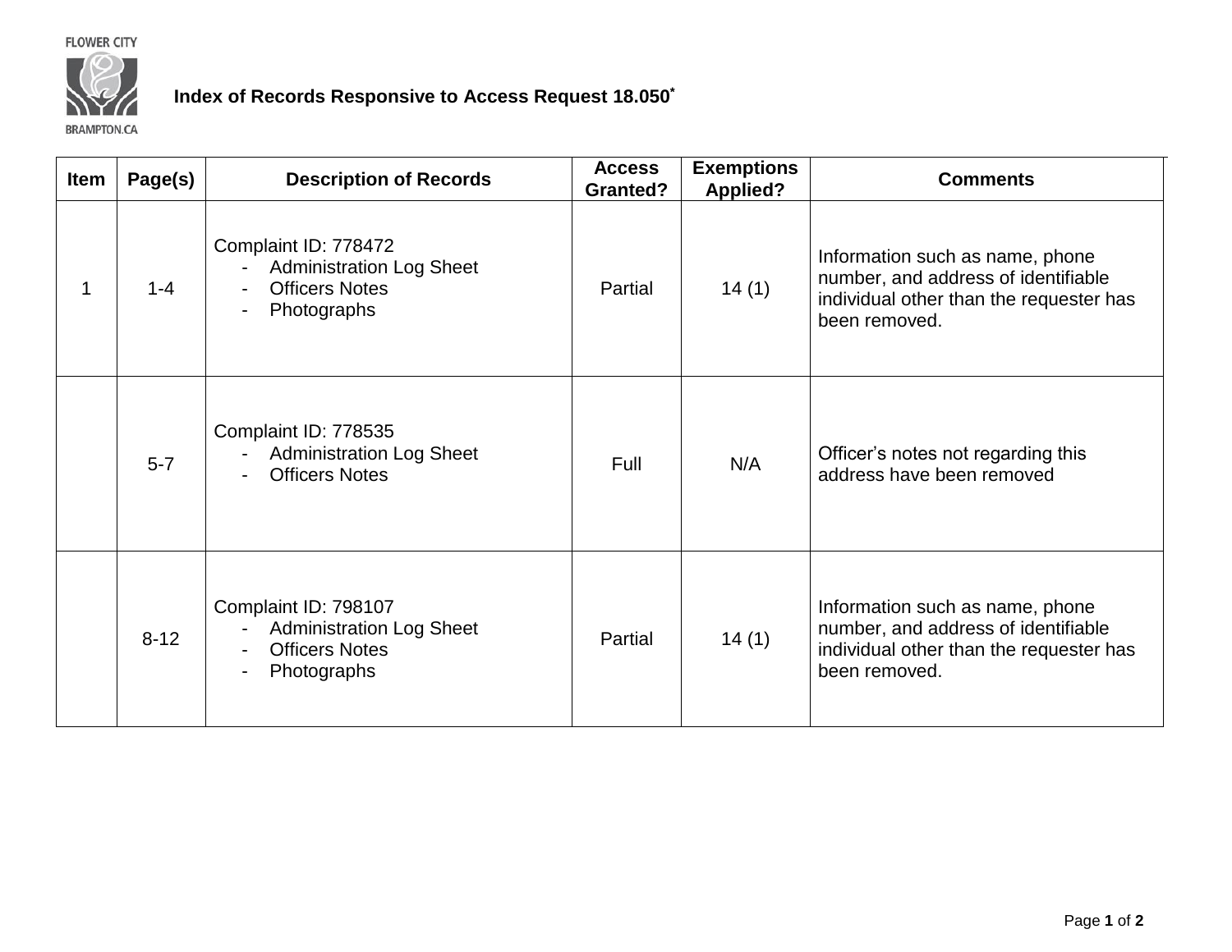FLOWER CITY

BRAMPTON.CA

# Index of Records Responsive to Access Request 18.050*

| Item | Page(s) | Description of Records | Access Granted? | Exemptions Applied? | Comments |
|---|---|---|---|---|---|
| 1 | 1-4 | Complaint ID: 778472<br>- Administration Log Sheet<br>- Officers Notes<br>- Photographs | Partial | 14 (1) | Information such as name, phone number, and address of identifiable individual other than the requester has been removed. |
| | 5-7 | Complaint ID: 778535<br>- Administration Log Sheet<br>- Officers Notes | Full | N/A | Officer's notes not regarding this address have been removed |
| | 8-12 | Complaint ID: 798107<br>- Administration Log Sheet<br>- Officers Notes<br>- Photographs | Partial | 14 (1) | Information such as name, phone number, and address of identifiable individual other than the requester has been removed. |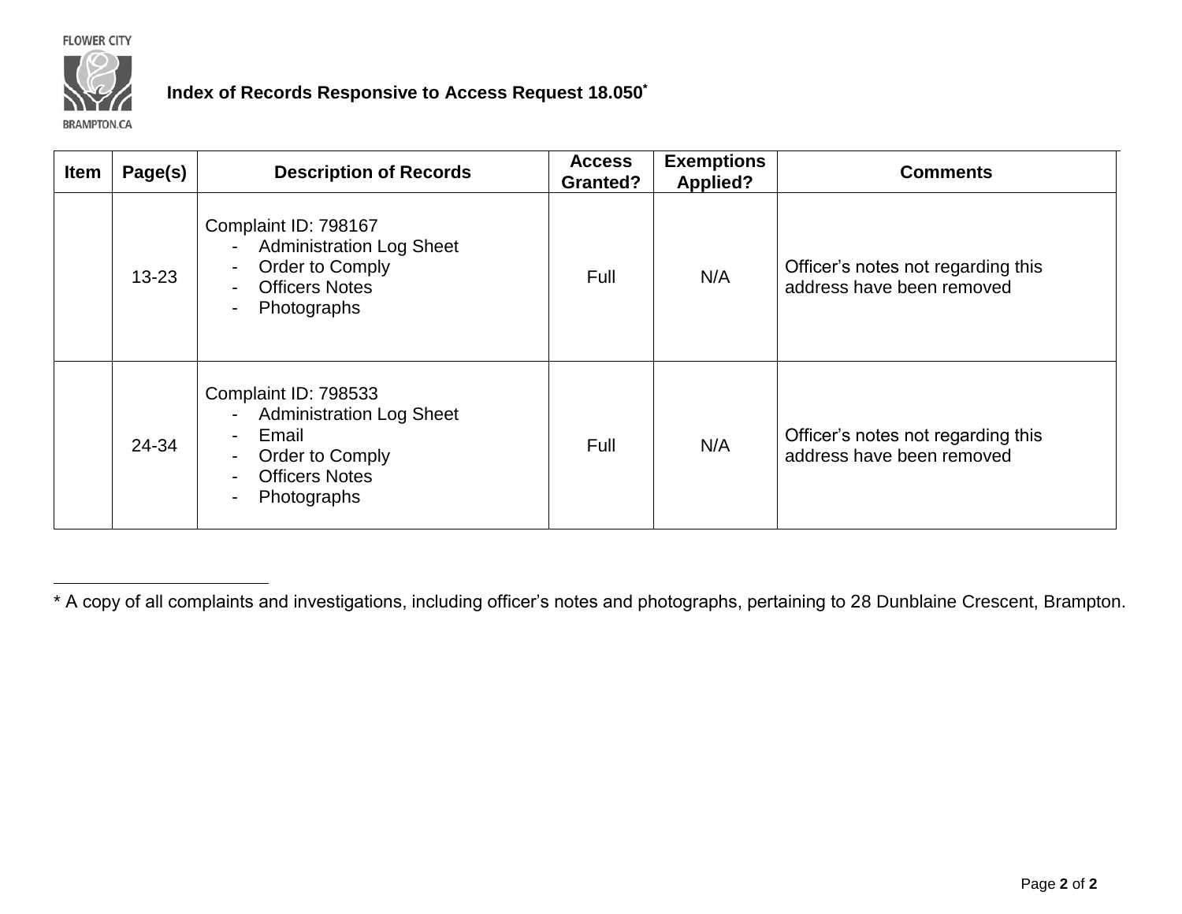**Index of Records Responsive to Access Request 18.050***

| Item | Page(s) | Description of Records | Access Granted? | Exemptions Applied? | Comments |
|---|---|---|---|---|---|
| | 13-23 | Complaint ID: 798167<br>- Administration Log Sheet<br>- Order to Comply<br>- Officers Notes<br>- Photographs | Full | N/A | Officer's notes not regarding this address have been removed |
| | 24-34 | Complaint ID: 798533<br>- Administration Log Sheet<br>- Email<br>- Order to Comply<br>- Officers Notes<br>- Photographs | Full | N/A | Officer's notes not regarding this address have been removed |

* A copy of all complaints and investigations, including officer's notes and photographs, pertaining to 28 Dunblaine Crescent, Brampton.